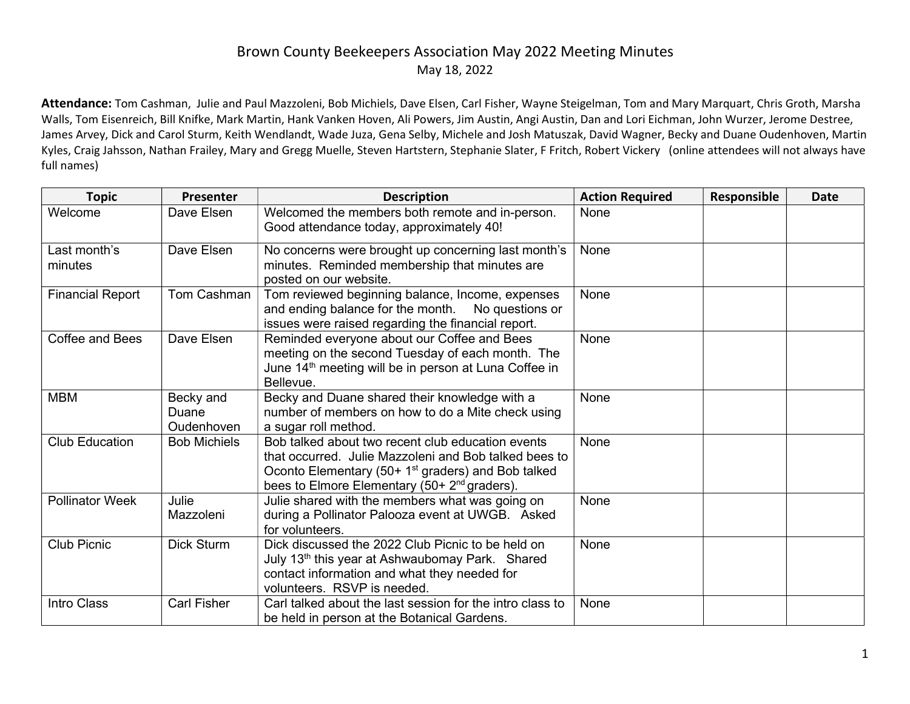# Brown County Beekeepers Association May 2022 Meeting Minutes

May 18, 2022

**Attendance:** Tom Cashman, Julie and Paul Mazzoleni, Bob Michiels, Dave Elsen, Carl Fisher, Wayne Steigelman, Tom and Mary Marquart, Chris Groth, Marsha Walls, Tom Eisenreich, Bill Knifke, Mark Martin, Hank Vanken Hoven, Ali Powers, Jim Austin, Angi Austin, Dan and Lori Eichman, John Wurzer, Jerome Destree, James Arvey, Dick and Carol Sturm, Keith Wendlandt, Wade Juza, Gena Selby, Michele and Josh Matuszak, David Wagner, Becky and Duane Oudenhoven, Martin Kyles, Craig Jahsson, Nathan Frailey, Mary and Gregg Muelle, Steven Hartstern, Stephanie Slater, F Fritch, Robert Vickery (online attendees will not always have full names)

| Topic | Presenter | Description | Action Required | Responsible | Date |
|---|---|---|---|---|---|
| Welcome | Dave Elsen | Welcomed the members both remote and in-person. Good attendance today, approximately 40! | None | | |
| Last month's minutes | Dave Elsen | No concerns were brought up concerning last month's minutes. Reminded membership that minutes are posted on our website. | None | | |
| Financial Report | Tom Cashman | Tom reviewed beginning balance, Income, expenses and ending balance for the month. No questions or issues were raised regarding the financial report. | None | | |
| Coffee and Bees | Dave Elsen | Reminded everyone about our Coffee and Bees meeting on the second Tuesday of each month. The June 14th meeting will be in person at Luna Coffee in Bellevue. | None | | |
| MBM | Becky and Duane Oudenhoven | Becky and Duane shared their knowledge with a number of members on how to do a Mite check using a sugar roll method. | None | | |
| Club Education | Bob Michiels | Bob talked about two recent club education events that occurred. Julie Mazzoleni and Bob talked bees to Oconto Elementary (50+ 1st graders) and Bob talked bees to Elmore Elementary (50+ 2nd graders). | None | | |
| Pollinator Week | Julie Mazzoleni | Julie shared with the members what was going on during a Pollinator Palooza event at UWGB. Asked for volunteers. | None | | |
| Club Picnic | Dick Sturm | Dick discussed the 2022 Club Picnic to be held on July 13th this year at Ashwaubomay Park. Shared contact information and what they needed for volunteers. RSVP is needed. | None | | |
| Intro Class | Carl Fisher | Carl talked about the last session for the intro class to be held in person at the Botanical Gardens. | None | | |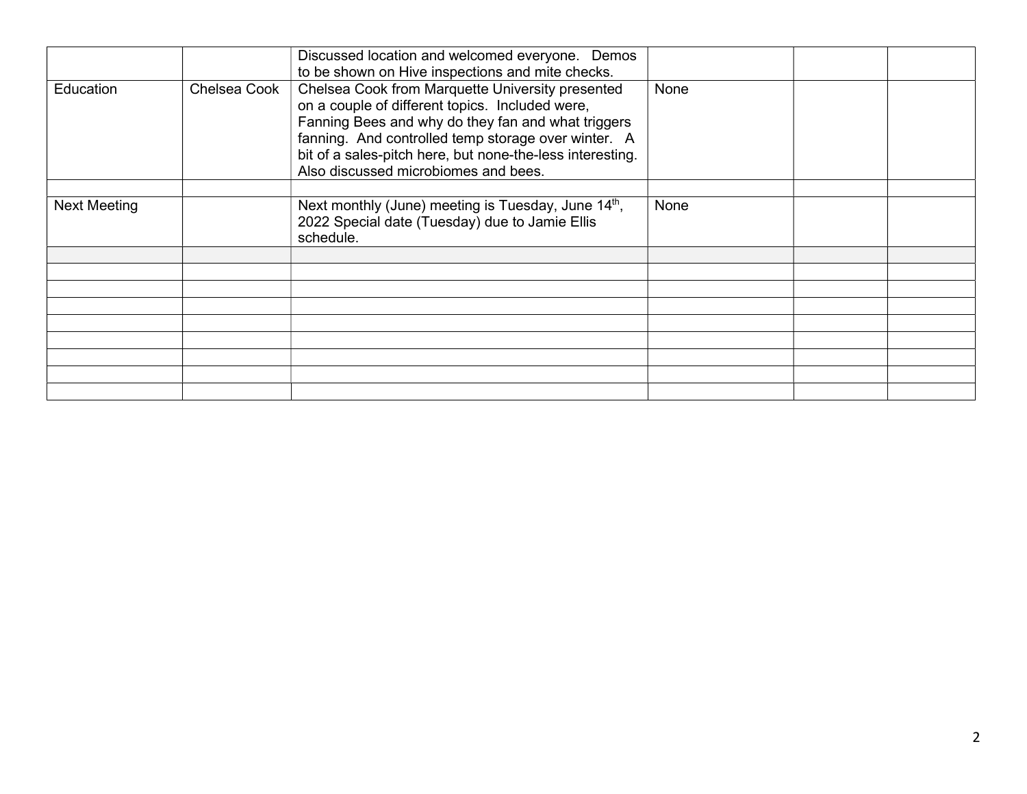| | | | | | |
|---|---|---|---|---|---|
| | | Discussed location and welcomed everyone. Demos to be shown on Hive inspections and mite checks. | | | |
| Education | Chelsea Cook | Chelsea Cook from Marquette University presented on a couple of different topics. Included were, Fanning Bees and why do they fan and what triggers fanning. And controlled temp storage over winter. A bit of a sales-pitch here, but none-the-less interesting. Also discussed microbiomes and bees. | None | | |
| | | | | | |
| Next Meeting | | Next monthly (June) meeting is Tuesday, June 14th, 2022 Special date (Tuesday) due to Jamie Ellis schedule. | None | | |
| | | | | | |
| | | | | | |
| | | | | | |
| | | | | | |
| | | | | | |
| | | | | | |
| | | | | | |
| | | | | | |
| | | | | | |